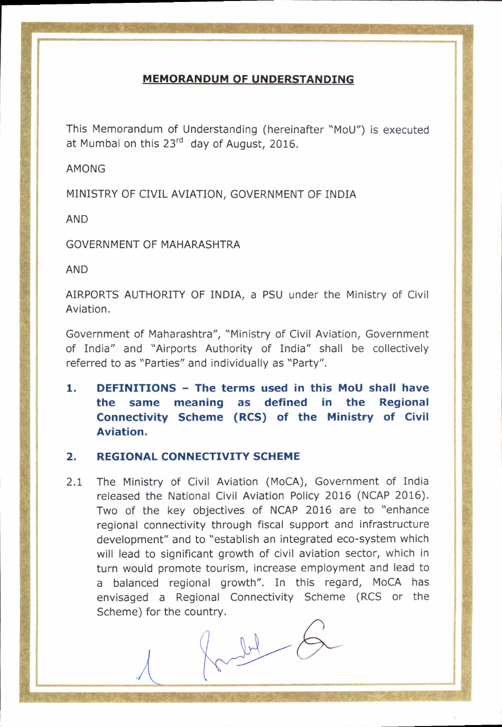## MEMORANDUM OF UNDERSTANDING

This Memorandum of Understanding (hereinafter "MoU") is executed at Mumbai on this 23rd day of August, 2016.

AMONG

MINISTRY OF CIVIL AVIATION, GOVERNMENT OF INDIA

AND

GOVERNMENT OF MAHARASHTRA

AND

AIRPORTS AUTHORITY OF INDIA, a PSU under the Ministry of Civil Aviation.

Government of Maharashtra", "Ministry of Civil Aviation, Government of India" and "Airports Authority of India" shall be collectively referred to as "Parties" and individually as "Party".

1. **DEFINITIONS – The terms used in this MoU shall have the same meaning as defined in the Regional Connectivity Scheme (RCS) of the Ministry of Civil Aviation.**

2. **REGIONAL CONNECTIVITY SCHEME**

2.1 The Ministry of Civil Aviation (MoCA), Government of India released the National Civil Aviation Policy 2016 (NCAP 2016). Two of the key objectives of NCAP 2016 are to "enhance regional connectivity through fiscal support and infrastructure development" and to "establish an integrated eco-system which will lead to significant growth of civil aviation sector, which in turn would promote tourism, increase employment and lead to a balanced regional growth". In this regard, MoCA has envisaged a Regional Connectivity Scheme (RCS or the Scheme) for the country.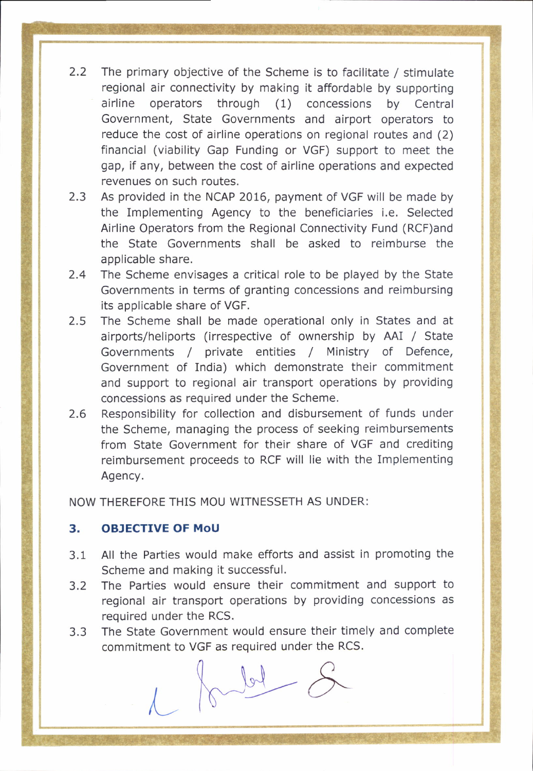2.2 The primary objective of the Scheme is to facilitate / stimulate regional air connectivity by making it affordable by supporting airline operators through (1) concessions by Central Government, State Governments and airport operators to reduce the cost of airline operations on regional routes and (2) financial (viability Gap Funding or VGF) support to meet the gap, if any, between the cost of airline operations and expected revenues on such routes.

2.3 As provided in the NCAP 2016, payment of VGF will be made by the Implementing Agency to the beneficiaries i.e. Selected Airline Operators from the Regional Connectivity Fund (RCF)and the State Governments shall be asked to reimburse the applicable share.

2.4 The Scheme envisages a critical role to be played by the State Governments in terms of granting concessions and reimbursing its applicable share of VGF.

2.5 The Scheme shall be made operational only in States and at airports/heliports (irrespective of ownership by AAI / State Governments / private entities / Ministry of Defence, Government of India) which demonstrate their commitment and support to regional air transport operations by providing concessions as required under the Scheme.

2.6 Responsibility for collection and disbursement of funds under the Scheme, managing the process of seeking reimbursements from State Government for their share of VGF and crediting reimbursement proceeds to RCF will lie with the Implementing Agency.

NOW THEREFORE THIS MOU WITNESSETH AS UNDER:

## 3. OBJECTIVE OF MoU

3.1 All the Parties would make efforts and assist in promoting the Scheme and making it successful.

3.2 The Parties would ensure their commitment and support to regional air transport operations by providing concessions as required under the RCS.

3.3 The State Government would ensure their timely and complete commitment to VGF as required under the RCS.